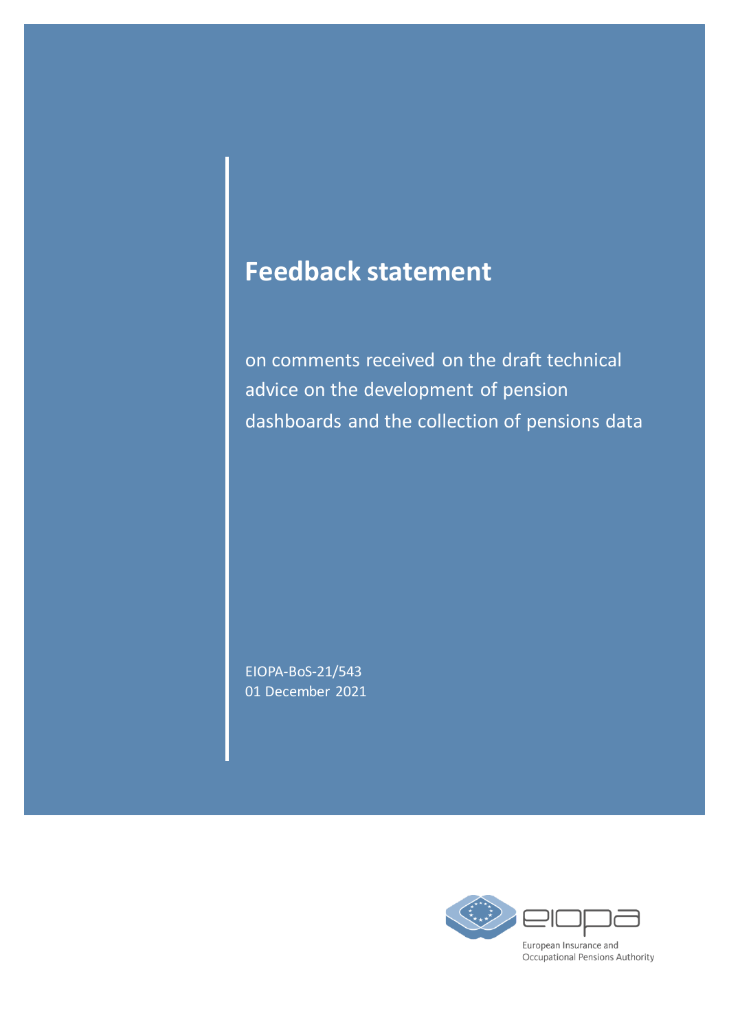# Feedback statement

on comments received on the draft technical advice on the development of pension dashboards and the collection of pensions data

EIOPA-BoS-21/543
01 December 2021

European Insurance and Occupational Pensions Authority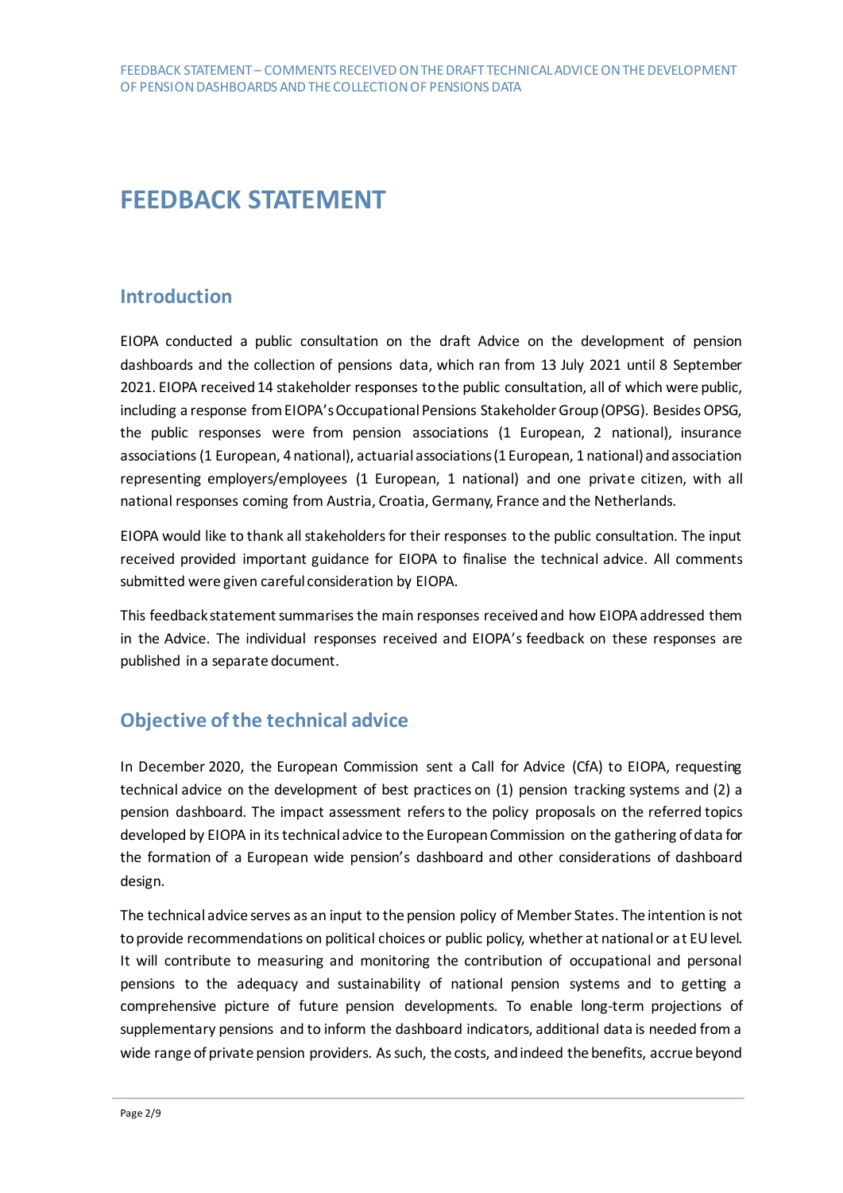# FEEDBACK STATEMENT

## Introduction

EIOPA conducted a public consultation on the draft Advice on the development of pension dashboards and the collection of pensions data, which ran from 13 July 2021 until 8 September 2021. EIOPA received 14 stakeholder responses to the public consultation, all of which were public, including a response from EIOPA's Occupational Pensions Stakeholder Group (OPSG). Besides OPSG, the public responses were from pension associations (1 European, 2 national), insurance associations (1 European, 4 national), actuarial associations (1 European, 1 national) and association representing employers/employees (1 European, 1 national) and one private citizen, with all national responses coming from Austria, Croatia, Germany, France and the Netherlands.

EIOPA would like to thank all stakeholders for their responses to the public consultation. The input received provided important guidance for EIOPA to finalise the technical advice. All comments submitted were given careful consideration by EIOPA.

This feedback statement summarises the main responses received and how EIOPA addressed them in the Advice. The individual responses received and EIOPA's feedback on these responses are published in a separate document.

## Objective of the technical advice

In December 2020, the European Commission sent a Call for Advice (CfA) to EIOPA, requesting technical advice on the development of best practices on (1) pension tracking systems and (2) a pension dashboard. The impact assessment refers to the policy proposals on the referred topics developed by EIOPA in its technical advice to the European Commission on the gathering of data for the formation of a European wide pension's dashboard and other considerations of dashboard design.

The technical advice serves as an input to the pension policy of Member States. The intention is not to provide recommendations on political choices or public policy, whether at national or at EU level. It will contribute to measuring and monitoring the contribution of occupational and personal pensions to the adequacy and sustainability of national pension systems and to getting a comprehensive picture of future pension developments. To enable long-term projections of supplementary pensions and to inform the dashboard indicators, additional data is needed from a wide range of private pension providers. As such, the costs, and indeed the benefits, accrue beyond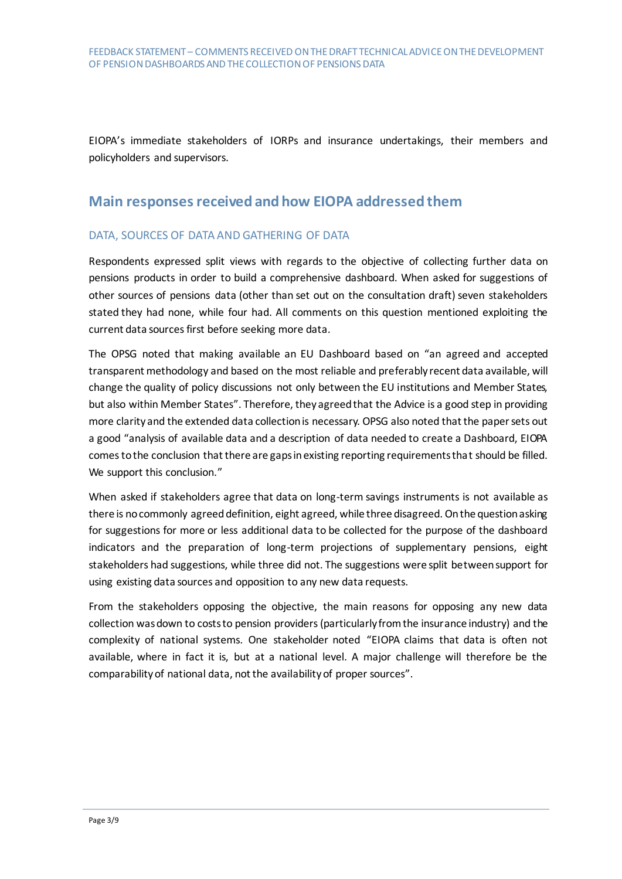EIOPA's immediate stakeholders of IORPs and insurance undertakings, their members and policyholders and supervisors.

## Main responses received and how EIOPA addressed them

### DATA, SOURCES OF DATA AND GATHERING OF DATA

Respondents expressed split views with regards to the objective of collecting further data on pensions products in order to build a comprehensive dashboard. When asked for suggestions of other sources of pensions data (other than set out on the consultation draft) seven stakeholders stated they had none, while four had. All comments on this question mentioned exploiting the current data sources first before seeking more data.

The OPSG noted that making available an EU Dashboard based on "an agreed and accepted transparent methodology and based on the most reliable and preferably recent data available, will change the quality of policy discussions not only between the EU institutions and Member States, but also within Member States". Therefore, they agreed that the Advice is a good step in providing more clarity and the extended data collection is necessary. OPSG also noted that the paper sets out a good "analysis of available data and a description of data needed to create a Dashboard, EIOPA comes to the conclusion that there are gaps in existing reporting requirements that should be filled. We support this conclusion."

When asked if stakeholders agree that data on long-term savings instruments is not available as there is no commonly agreed definition, eight agreed, while three disagreed. On the question asking for suggestions for more or less additional data to be collected for the purpose of the dashboard indicators and the preparation of long-term projections of supplementary pensions, eight stakeholders had suggestions, while three did not. The suggestions were split between support for using existing data sources and opposition to any new data requests.

From the stakeholders opposing the objective, the main reasons for opposing any new data collection was down to costs to pension providers (particularly from the insurance industry) and the complexity of national systems. One stakeholder noted "EIOPA claims that data is often not available, where in fact it is, but at a national level. A major challenge will therefore be the comparability of national data, not the availability of proper sources".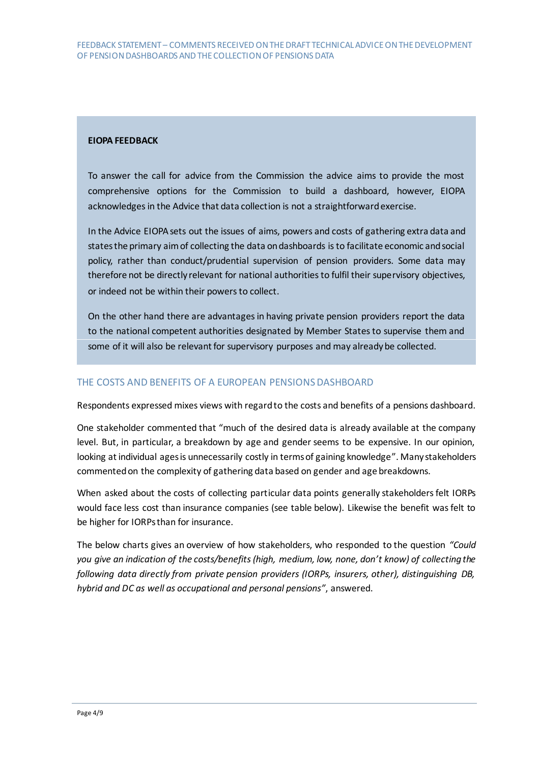**EIOPA FEEDBACK**

To answer the call for advice from the Commission the advice aims to provide the most comprehensive options for the Commission to build a dashboard, however, EIOPA acknowledges in the Advice that data collection is not a straightforward exercise.

In the Advice EIOPA sets out the issues of aims, powers and costs of gathering extra data and states the primary aim of collecting the data on dashboards is to facilitate economic and social policy, rather than conduct/prudential supervision of pension providers. Some data may therefore not be directly relevant for national authorities to fulfil their supervisory objectives, or indeed not be within their powers to collect.

On the other hand there are advantages in having private pension providers report the data to the national competent authorities designated by Member States to supervise them and some of it will also be relevant for supervisory purposes and may already be collected.

## THE COSTS AND BENEFITS OF A EUROPEAN PENSIONS DASHBOARD

Respondents expressed mixes views with regard to the costs and benefits of a pensions dashboard.

One stakeholder commented that "much of the desired data is already available at the company level. But, in particular, a breakdown by age and gender seems to be expensive. In our opinion, looking at individual ages is unnecessarily costly in terms of gaining knowledge". Many stakeholders commented on the complexity of gathering data based on gender and age breakdowns.

When asked about the costs of collecting particular data points generally stakeholders felt IORPs would face less cost than insurance companies (see table below). Likewise the benefit was felt to be higher for IORPs than for insurance.

The below charts gives an overview of how stakeholders, who responded to the question *"Could you give an indication of the costs/benefits (high, medium, low, none, don't know) of collecting the following data directly from private pension providers (IORPs, insurers, other), distinguishing DB, hybrid and DC as well as occupational and personal pensions"*, answered.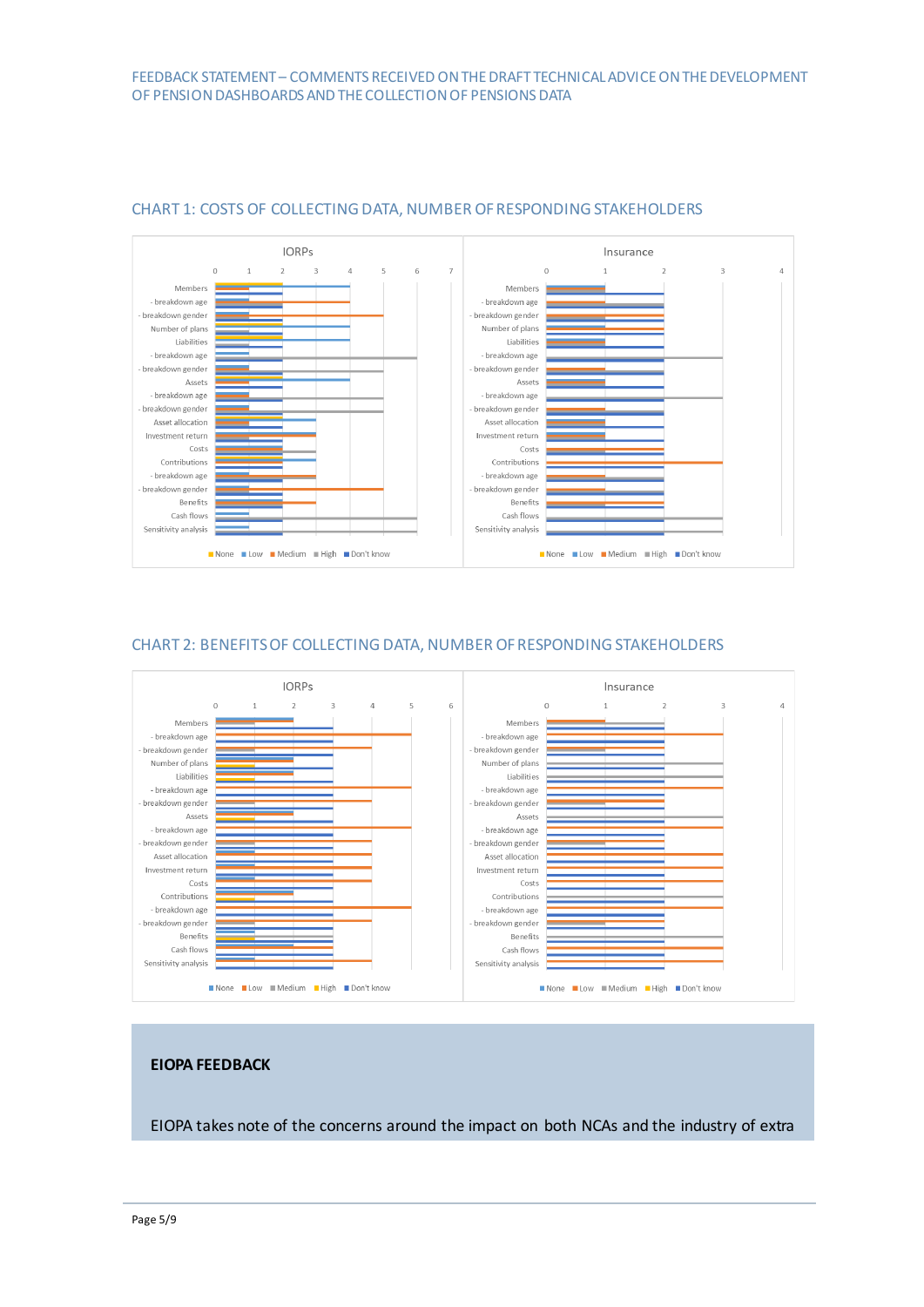## CHART 1: COSTS OF COLLECTING DATA, NUMBER OF RESPONDING STAKEHOLDERS

IORPs

Insurance

Members, - breakdown age, - breakdown gender, Number of plans, Liabilities, - breakdown age, - breakdown gender, Assets, - breakdown age, - breakdown gender, Asset allocation, Investment return, Costs, Contributions, - breakdown age, - breakdown gender, Benefits, Cash flows, Sensitivity analysis

None, Low, Medium, High, Don't know

## CHART 2: BENEFITS OF COLLECTING DATA, NUMBER OF RESPONDING STAKEHOLDERS

IORPs

Insurance

Members, - breakdown age, - breakdown gender, Number of plans, Liabilities, - breakdown age, - breakdown gender, Assets, - breakdown age, - breakdown gender, Asset allocation, Investment return, Costs, Contributions, - breakdown age, - breakdown gender, Benefits, Cash flows, Sensitivity analysis

None, Low, Medium, High, Don't know

**EIOPA FEEDBACK**

EIOPA takes note of the concerns around the impact on both NCAs and the industry of extra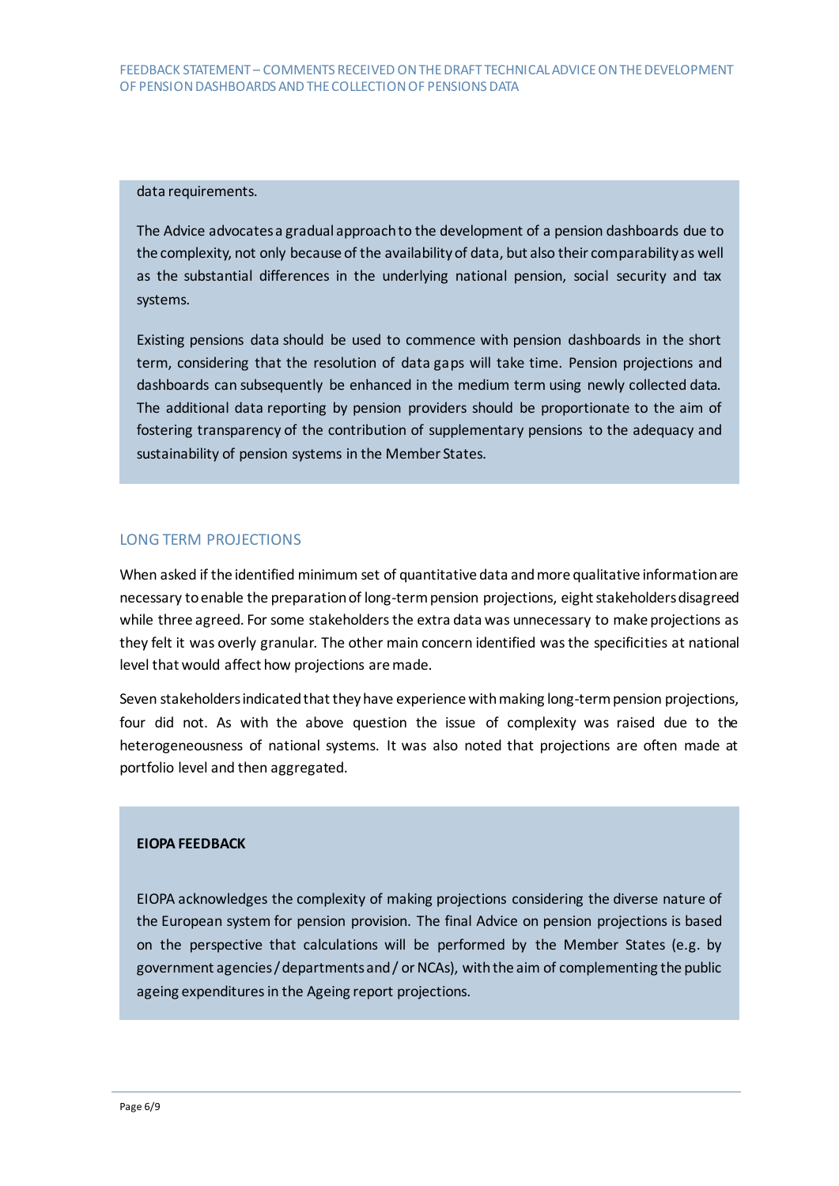data requirements.

The Advice advocates a gradual approach to the development of a pension dashboards due to the complexity, not only because of the availability of data, but also their comparability as well as the substantial differences in the underlying national pension, social security and tax systems.

Existing pensions data should be used to commence with pension dashboards in the short term, considering that the resolution of data gaps will take time. Pension projections and dashboards can subsequently be enhanced in the medium term using newly collected data. The additional data reporting by pension providers should be proportionate to the aim of fostering transparency of the contribution of supplementary pensions to the adequacy and sustainability of pension systems in the Member States.

## LONG TERM PROJECTIONS

When asked if the identified minimum set of quantitative data and more qualitative information are necessary to enable the preparation of long-term pension projections, eight stakeholders disagreed while three agreed. For some stakeholders the extra data was unnecessary to make projections as they felt it was overly granular. The other main concern identified was the specificities at national level that would affect how projections are made.

Seven stakeholders indicated that they have experience with making long-term pension projections, four did not. As with the above question the issue of complexity was raised due to the heterogeneousness of national systems. It was also noted that projections are often made at portfolio level and then aggregated.

**EIOPA FEEDBACK**

EIOPA acknowledges the complexity of making projections considering the diverse nature of the European system for pension provision. The final Advice on pension projections is based on the perspective that calculations will be performed by the Member States (e.g. by government agencies / departments and / or NCAs), with the aim of complementing the public ageing expenditures in the Ageing report projections.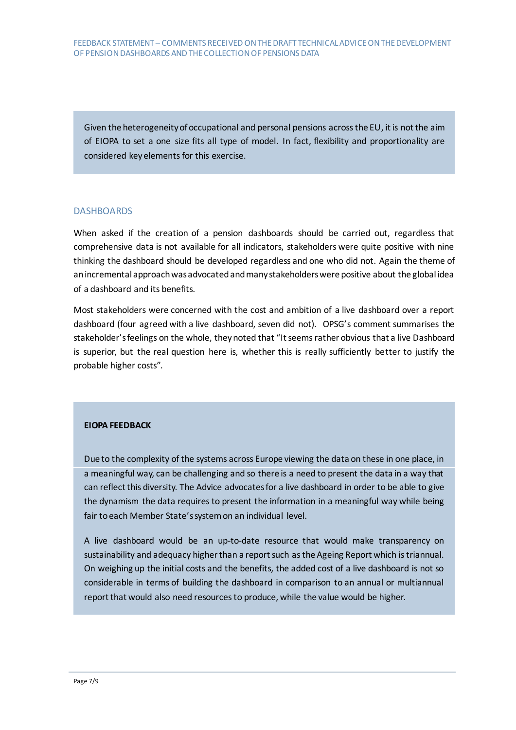Given the heterogeneity of occupational and personal pensions across the EU, it is not the aim of EIOPA to set a one size fits all type of model. In fact, flexibility and proportionality are considered key elements for this exercise.

## DASHBOARDS

When asked if the creation of a pension dashboards should be carried out, regardless that comprehensive data is not available for all indicators, stakeholders were quite positive with nine thinking the dashboard should be developed regardless and one who did not. Again the theme of an incremental approach was advocated and many stakeholders were positive about the global idea of a dashboard and its benefits.

Most stakeholders were concerned with the cost and ambition of a live dashboard over a report dashboard (four agreed with a live dashboard, seven did not). OPSG's comment summarises the stakeholder's feelings on the whole, they noted that "It seems rather obvious that a live Dashboard is superior, but the real question here is, whether this is really sufficiently better to justify the probable higher costs".

**EIOPA FEEDBACK**

Due to the complexity of the systems across Europe viewing the data on these in one place, in a meaningful way, can be challenging and so there is a need to present the data in a way that can reflect this diversity. The Advice advocates for a live dashboard in order to be able to give the dynamism the data requires to present the information in a meaningful way while being fair to each Member State's system on an individual level.

A live dashboard would be an up-to-date resource that would make transparency on sustainability and adequacy higher than a report such as the Ageing Report which is triannual. On weighing up the initial costs and the benefits, the added cost of a live dashboard is not so considerable in terms of building the dashboard in comparison to an annual or multiannual report that would also need resources to produce, while the value would be higher.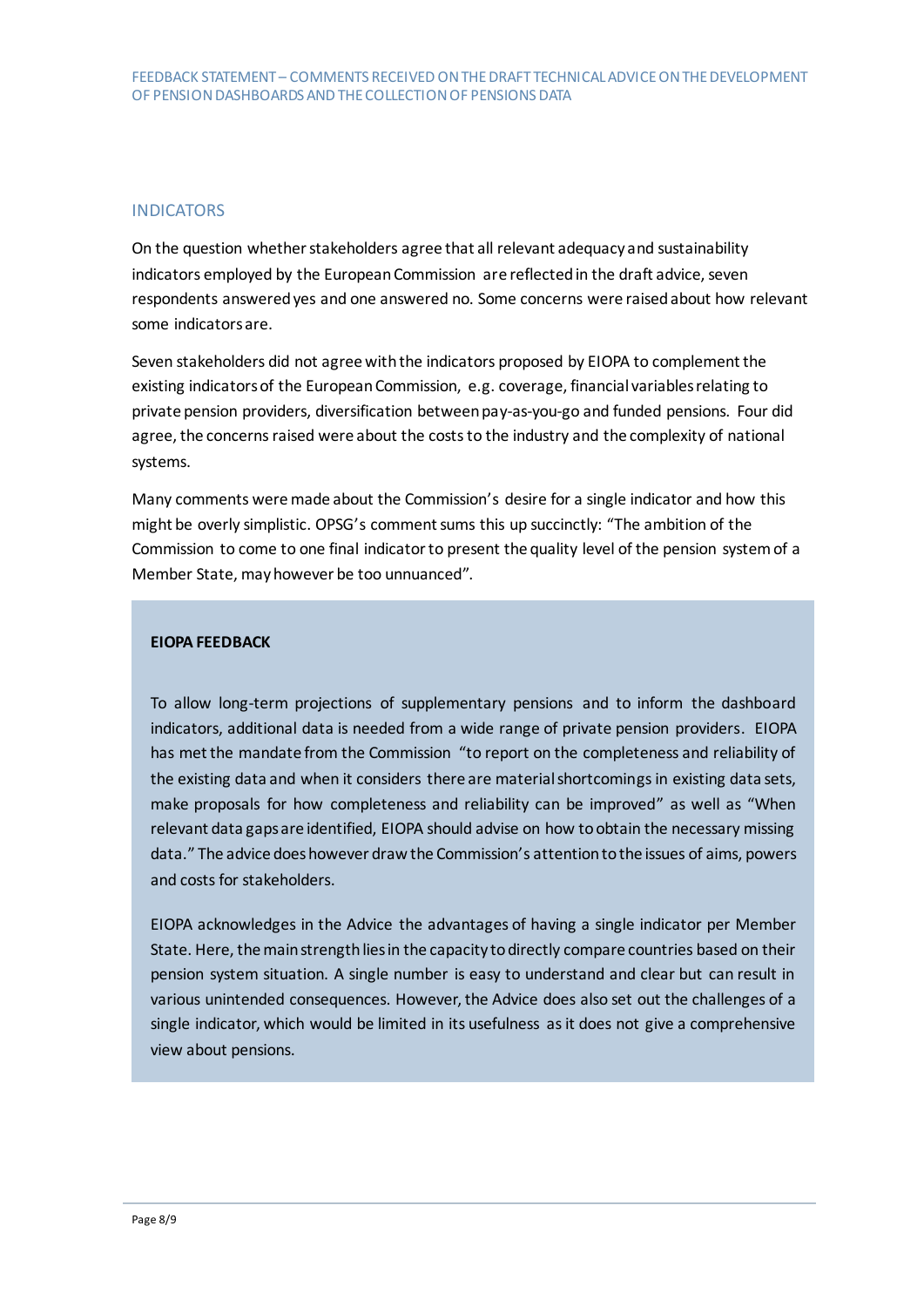## INDICATORS

On the question whether stakeholders agree that all relevant adequacy and sustainability indicators employed by the European Commission are reflected in the draft advice, seven respondents answered yes and one answered no. Some concerns were raised about how relevant some indicators are.

Seven stakeholders did not agree with the indicators proposed by EIOPA to complement the existing indicators of the European Commission, e.g. coverage, financial variables relating to private pension providers, diversification between pay-as-you-go and funded pensions. Four did agree, the concerns raised were about the costs to the industry and the complexity of national systems.

Many comments were made about the Commission's desire for a single indicator and how this might be overly simplistic. OPSG's comment sums this up succinctly: "The ambition of the Commission to come to one final indicator to present the quality level of the pension system of a Member State, may however be too unnuanced".

**EIOPA FEEDBACK**

To allow long-term projections of supplementary pensions and to inform the dashboard indicators, additional data is needed from a wide range of private pension providers. EIOPA has met the mandate from the Commission "to report on the completeness and reliability of the existing data and when it considers there are material shortcomings in existing data sets, make proposals for how completeness and reliability can be improved" as well as "When relevant data gaps are identified, EIOPA should advise on how to obtain the necessary missing data." The advice does however draw the Commission's attention to the issues of aims, powers and costs for stakeholders.

EIOPA acknowledges in the Advice the advantages of having a single indicator per Member State. Here, the main strength lies in the capacity to directly compare countries based on their pension system situation. A single number is easy to understand and clear but can result in various unintended consequences. However, the Advice does also set out the challenges of a single indicator, which would be limited in its usefulness as it does not give a comprehensive view about pensions.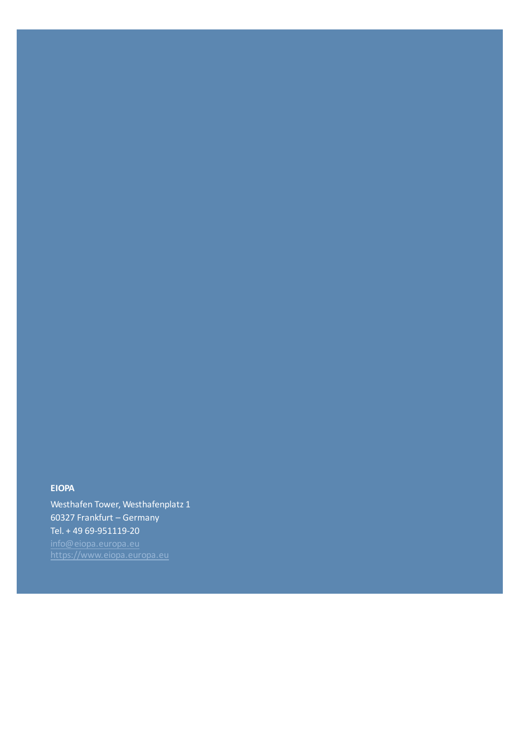**EIOPA**

Westhafen Tower, Westhafenplatz 1
60327 Frankfurt – Germany
Tel. + 49 69-951119-20
info@eiopa.europa.eu
https://www.eiopa.europa.eu